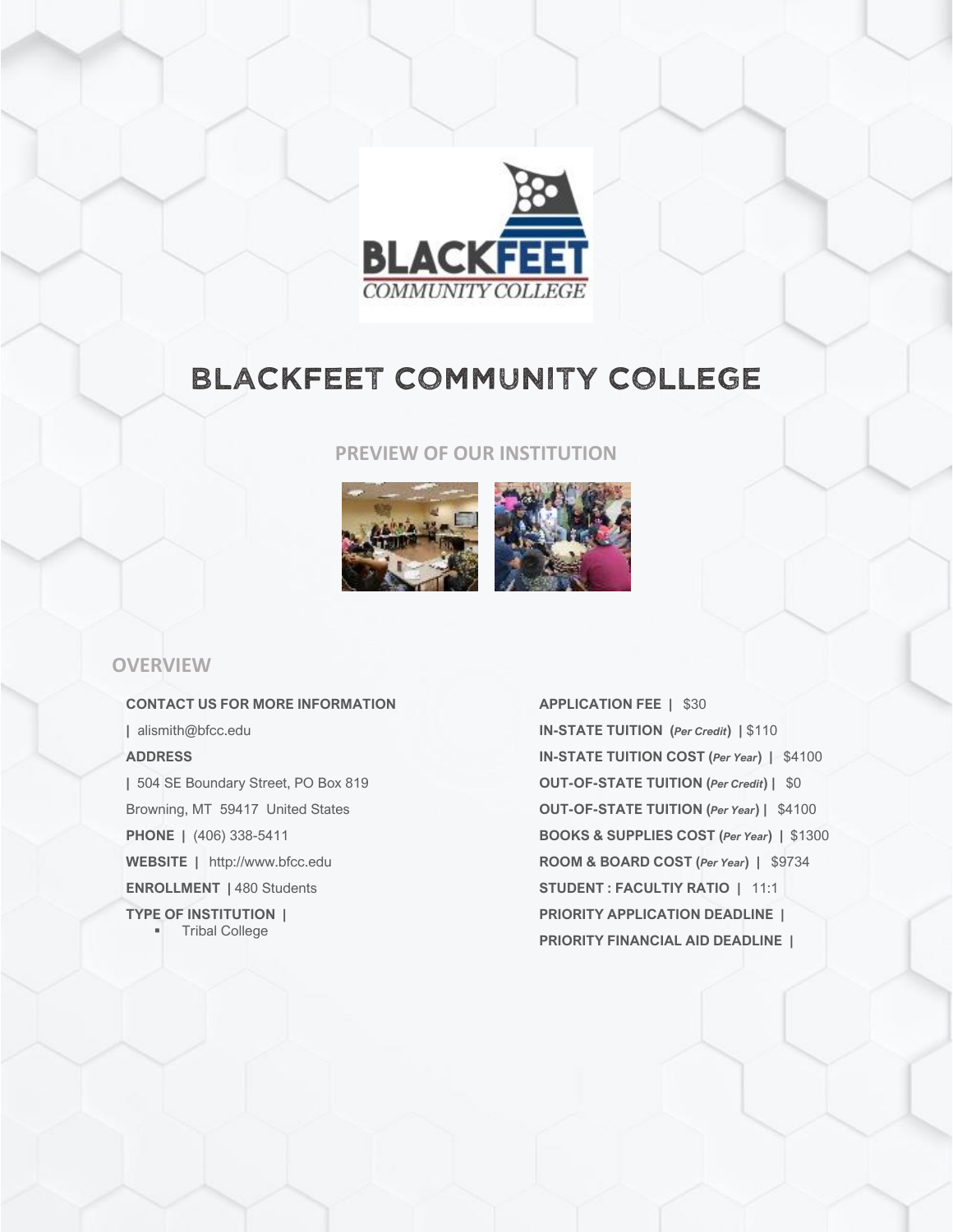# BLACKFEET COMMUNITY COLLEGE

## PREVIEW OF OUR INSTITUTION

## OVERVIEW

**CONTACT US FOR MORE INFORMATION**

**|** alismith@bfcc.edu

**ADDRESS**

**|** 504 SE Boundary Street, PO Box 819

Browning, MT 59417 United States

**PHONE |** (406) 338-5411

**WEBSITE |** http://www.bfcc.edu

**ENROLLMENT |** 480 Students

**TYPE OF INSTITUTION |**

- Tribal College

**APPLICATION FEE |** $30

**IN-STATE TUITION (*Per Credit*) |** $110

**IN-STATE TUITION COST (*Per Year*) |** $4100

**OUT-OF-STATE TUITION (*Per Credit*) |** $0

**OUT-OF-STATE TUITION (*Per Year*) |** $4100

**BOOKS & SUPPLIES COST (*Per Year*) |** $1300

**ROOM & BOARD COST (*Per Year*) |** $9734

**STUDENT : FACULTIY RATIO |** 11:1

**PRIORITY APPLICATION DEADLINE |**

**PRIORITY FINANCIAL AID DEADLINE |**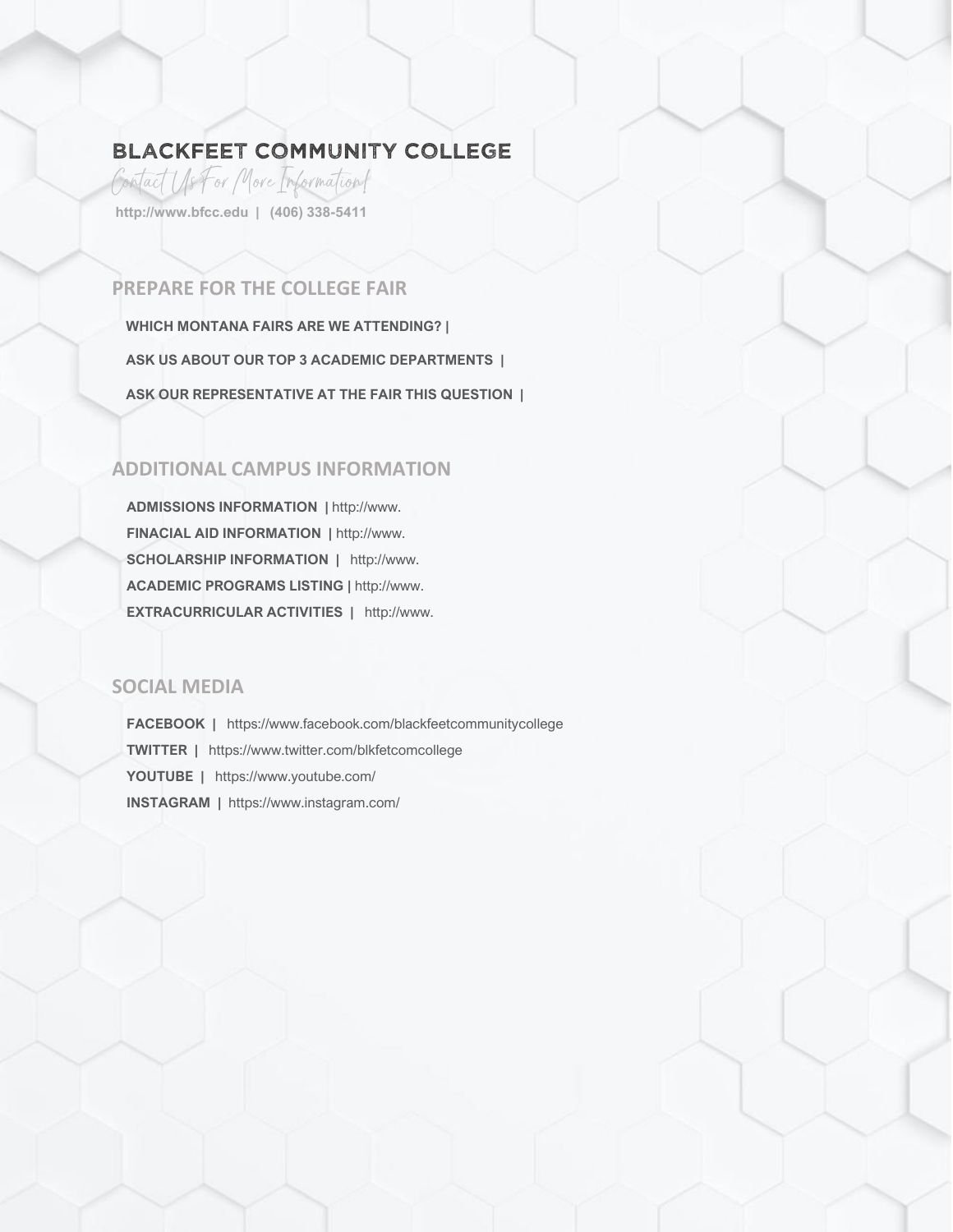# BLACKFEET COMMUNITY COLLEGE

*Contact Us For More Information!*

**http://www.bfcc.edu | (406) 338-5411**

## PREPARE FOR THE COLLEGE FAIR

**WHICH MONTANA FAIRS ARE WE ATTENDING? |**

**ASK US ABOUT OUR TOP 3 ACADEMIC DEPARTMENTS |**

**ASK OUR REPRESENTATIVE AT THE FAIR THIS QUESTION |**

## ADDITIONAL CAMPUS INFORMATION

**ADMISSIONS INFORMATION |** http://www.
**FINACIAL AID INFORMATION |** http://www.
**SCHOLARSHIP INFORMATION |** http://www.
**ACADEMIC PROGRAMS LISTING |** http://www.
**EXTRACURRICULAR ACTIVITIES |** http://www.

## SOCIAL MEDIA

**FACEBOOK |** https://www.facebook.com/blackfeetcommunitycollege
**TWITTER |** https://www.twitter.com/blkfetcomcollege
**YOUTUBE |** https://www.youtube.com/
**INSTAGRAM |** https://www.instagram.com/